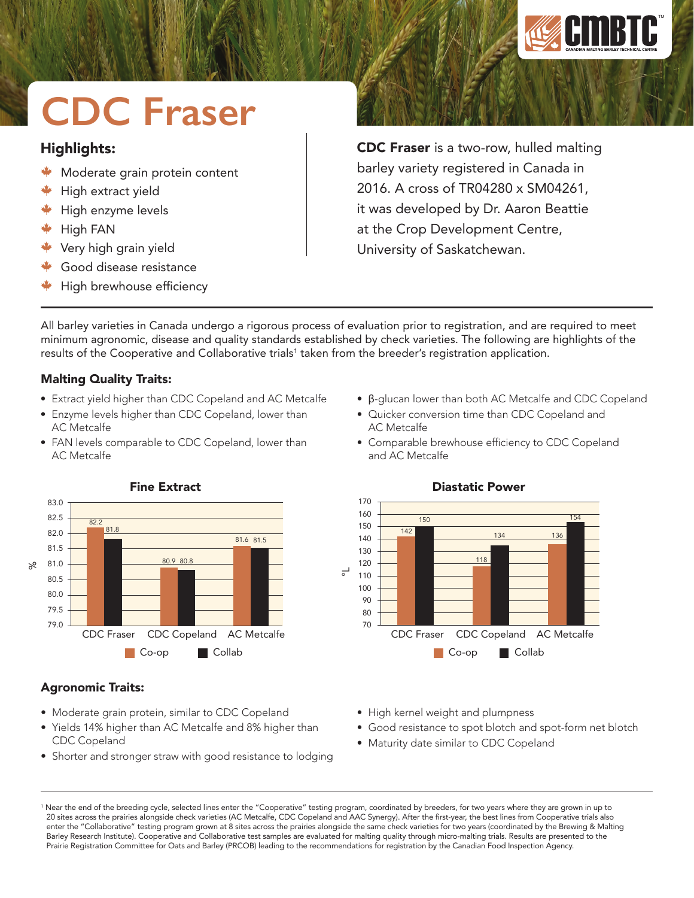# CDC Fraser

## Highlights:

- Moderate grain protein content
- High extract yield
- High enzyme levels
- High FAN
- Very high grain yield
- Good disease resistance
- High brewhouse efficiency

**CDC Fraser** is a two-row, hulled malting barley variety registered in Canada in 2016. A cross of TR04280 x SM04261, it was developed by Dr. Aaron Beattie at the Crop Development Centre, University of Saskatchewan.

All barley varieties in Canada undergo a rigorous process of evaluation prior to registration, and are required to meet minimum agronomic, disease and quality standards established by check varieties. The following are highlights of the results of the Cooperative and Collaborative trials[1] taken from the breeder's registration application.

### Malting Quality Traits:

- Extract yield higher than CDC Copeland and AC Metcalfe
- Enzyme levels higher than CDC Copeland, lower than AC Metcalfe
- FAN levels comparable to CDC Copeland, lower than AC Metcalfe
- β-glucan lower than both AC Metcalfe and CDC Copeland
- Quicker conversion time than CDC Copeland and AC Metcalfe
- Comparable brewhouse efficiency to CDC Copeland and AC Metcalfe

**Fine Extract** (%)

| Variety | Co-op | Collab |
|---|---|---|
| CDC Fraser | 82.2 | 81.8 |
| CDC Copeland | 80.9 | 80.8 |
| AC Metcalfe | 81.6 | 81.5 |

**Diastatic Power** (°L)

| Variety | Co-op | Collab |
|---|---|---|
| CDC Fraser | 142 | 150 |
| CDC Copeland | 118 | 134 |
| AC Metcalfe | 136 | 154 |

### Agronomic Traits:

- Moderate grain protein, similar to CDC Copeland
- Yields 14% higher than AC Metcalfe and 8% higher than CDC Copeland
- Shorter and stronger straw with good resistance to lodging
- High kernel weight and plumpness
- Good resistance to spot blotch and spot-form net blotch
- Maturity date similar to CDC Copeland

---

[1] Near the end of the breeding cycle, selected lines enter the "Cooperative" testing program, coordinated by breeders, for two years where they are grown in up to 20 sites across the prairies alongside check varieties (AC Metcalfe, CDC Copeland and AAC Synergy). After the first-year, the best lines from Cooperative trials also enter the "Collaborative" testing program grown at 8 sites across the prairies alongside the same check varieties for two years (coordinated by the Brewing & Malting Barley Research Institute). Cooperative and Collaborative test samples are evaluated for malting quality through micro-malting trials. Results are presented to the Prairie Registration Committee for Oats and Barley (PRCOB) leading to the recommendations for registration by the Canadian Food Inspection Agency.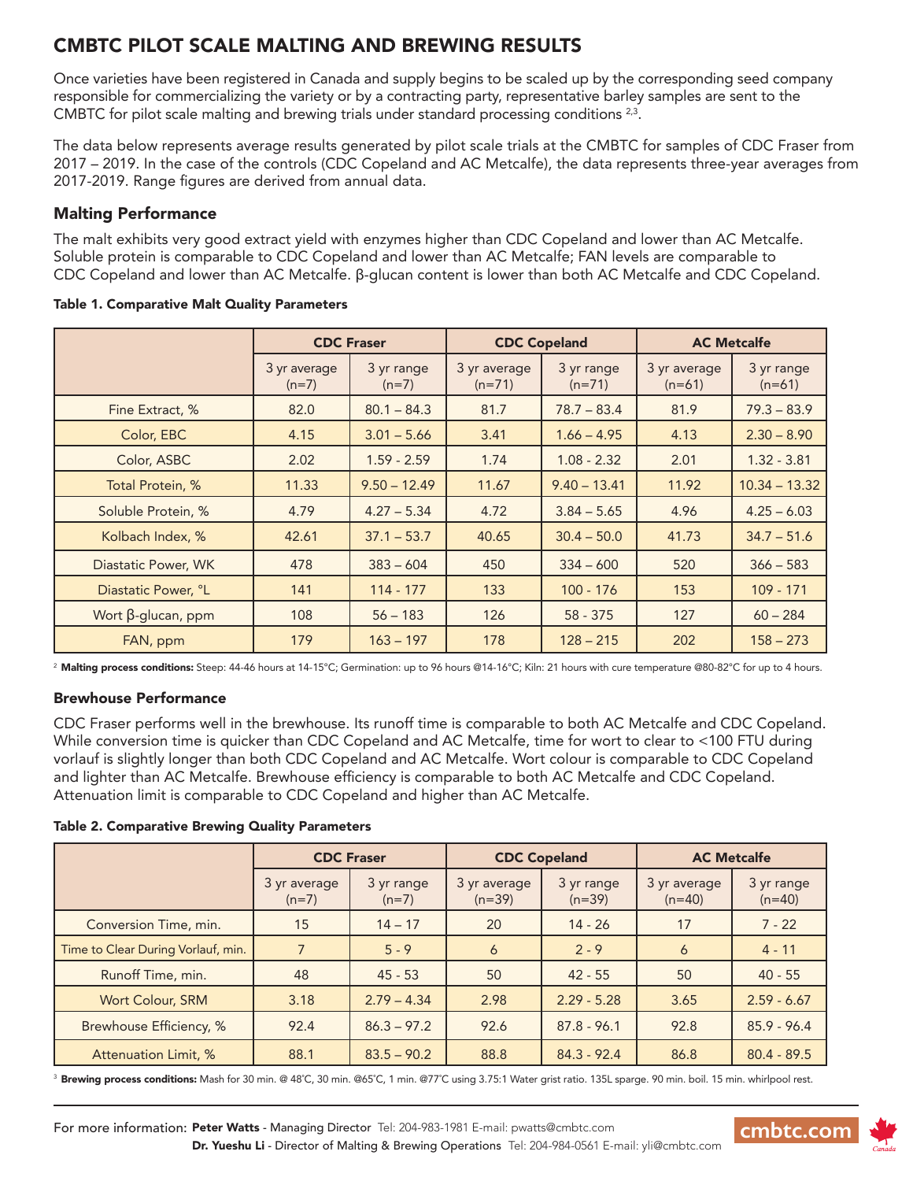# CMBTC PILOT SCALE MALTING AND BREWING RESULTS

Once varieties have been registered in Canada and supply begins to be scaled up by the corresponding seed company responsible for commercializing the variety or by a contracting party, representative barley samples are sent to the CMBTC for pilot scale malting and brewing trials under standard processing conditions [2,3].

The data below represents average results generated by pilot scale trials at the CMBTC for samples of CDC Fraser from 2017 – 2019. In the case of the controls (CDC Copeland and AC Metcalfe), the data represents three-year averages from 2017-2019. Range figures are derived from annual data.

## Malting Performance

The malt exhibits very good extract yield with enzymes higher than CDC Copeland and lower than AC Metcalfe. Soluble protein is comparable to CDC Copeland and lower than AC Metcalfe; FAN levels are comparable to CDC Copeland and lower than AC Metcalfe. β-glucan content is lower than both AC Metcalfe and CDC Copeland.

**Table 1. Comparative Malt Quality Parameters**

| | CDC Fraser | | CDC Copeland | | AC Metcalfe | |
|---|---|---|---|---|---|---|
| | 3 yr average (n=7) | 3 yr range (n=7) | 3 yr average (n=71) | 3 yr range (n=71) | 3 yr average (n=61) | 3 yr range (n=61) |
| Fine Extract, % | 82.0 | 80.1 – 84.3 | 81.7 | 78.7 – 83.4 | 81.9 | 79.3 – 83.9 |
| Color, EBC | 4.15 | 3.01 – 5.66 | 3.41 | 1.66 – 4.95 | 4.13 | 2.30 – 8.90 |
| Color, ASBC | 2.02 | 1.59 - 2.59 | 1.74 | 1.08 - 2.32 | 2.01 | 1.32 - 3.81 |
| Total Protein, % | 11.33 | 9.50 – 12.49 | 11.67 | 9.40 – 13.41 | 11.92 | 10.34 – 13.32 |
| Soluble Protein, % | 4.79 | 4.27 – 5.34 | 4.72 | 3.84 – 5.65 | 4.96 | 4.25 – 6.03 |
| Kolbach Index, % | 42.61 | 37.1 – 53.7 | 40.65 | 30.4 – 50.0 | 41.73 | 34.7 – 51.6 |
| Diastatic Power, WK | 478 | 383 – 604 | 450 | 334 – 600 | 520 | 366 – 583 |
| Diastatic Power, °L | 141 | 114 - 177 | 133 | 100 - 176 | 153 | 109 - 171 |
| Wort β-glucan, ppm | 108 | 56 – 183 | 126 | 58 - 375 | 127 | 60 – 284 |
| FAN, ppm | 179 | 163 – 197 | 178 | 128 – 215 | 202 | 158 – 273 |

[2] **Malting process conditions:** Steep: 44-46 hours at 14-15°C; Germination: up to 96 hours @14-16°C; Kiln: 21 hours with cure temperature @80-82°C for up to 4 hours.

## Brewhouse Performance

CDC Fraser performs well in the brewhouse. Its runoff time is comparable to both AC Metcalfe and CDC Copeland. While conversion time is quicker than CDC Copeland and AC Metcalfe, time for wort to clear to <100 FTU during vorlauf is slightly longer than both CDC Copeland and AC Metcalfe. Wort colour is comparable to CDC Copeland and lighter than AC Metcalfe. Brewhouse efficiency is comparable to both AC Metcalfe and CDC Copeland. Attenuation limit is comparable to CDC Copeland and higher than AC Metcalfe.

**Table 2. Comparative Brewing Quality Parameters**

| | CDC Fraser | | CDC Copeland | | AC Metcalfe | |
|---|---|---|---|---|---|---|
| | 3 yr average (n=7) | 3 yr range (n=7) | 3 yr average (n=39) | 3 yr range (n=39) | 3 yr average (n=40) | 3 yr range (n=40) |
| Conversion Time, min. | 15 | 14 – 17 | 20 | 14 - 26 | 17 | 7 - 22 |
| Time to Clear During Vorlauf, min. | 7 | 5 - 9 | 6 | 2 - 9 | 6 | 4 - 11 |
| Runoff Time, min. | 48 | 45 - 53 | 50 | 42 - 55 | 50 | 40 - 55 |
| Wort Colour, SRM | 3.18 | 2.79 – 4.34 | 2.98 | 2.29 - 5.28 | 3.65 | 2.59 - 6.67 |
| Brewhouse Efficiency, % | 92.4 | 86.3 – 97.2 | 92.6 | 87.8 - 96.1 | 92.8 | 85.9 - 96.4 |
| Attenuation Limit, % | 88.1 | 83.5 – 90.2 | 88.8 | 84.3 - 92.4 | 86.8 | 80.4 - 89.5 |

[3] **Brewing process conditions:** Mash for 30 min. @ 48˚C, 30 min. @65˚C, 1 min. @77˚C using 3.75:1 Water grist ratio. 135L sparge. 90 min. boil. 15 min. whirlpool rest.

For more information: **Peter Watts** - Managing Director Tel: 204-983-1981 E-mail: pwatts@cmbtc.com
**Dr. Yueshu Li** - Director of Malting & Brewing Operations Tel: 204-984-0561 E-mail: yli@cmbtc.com

cmbtc.com